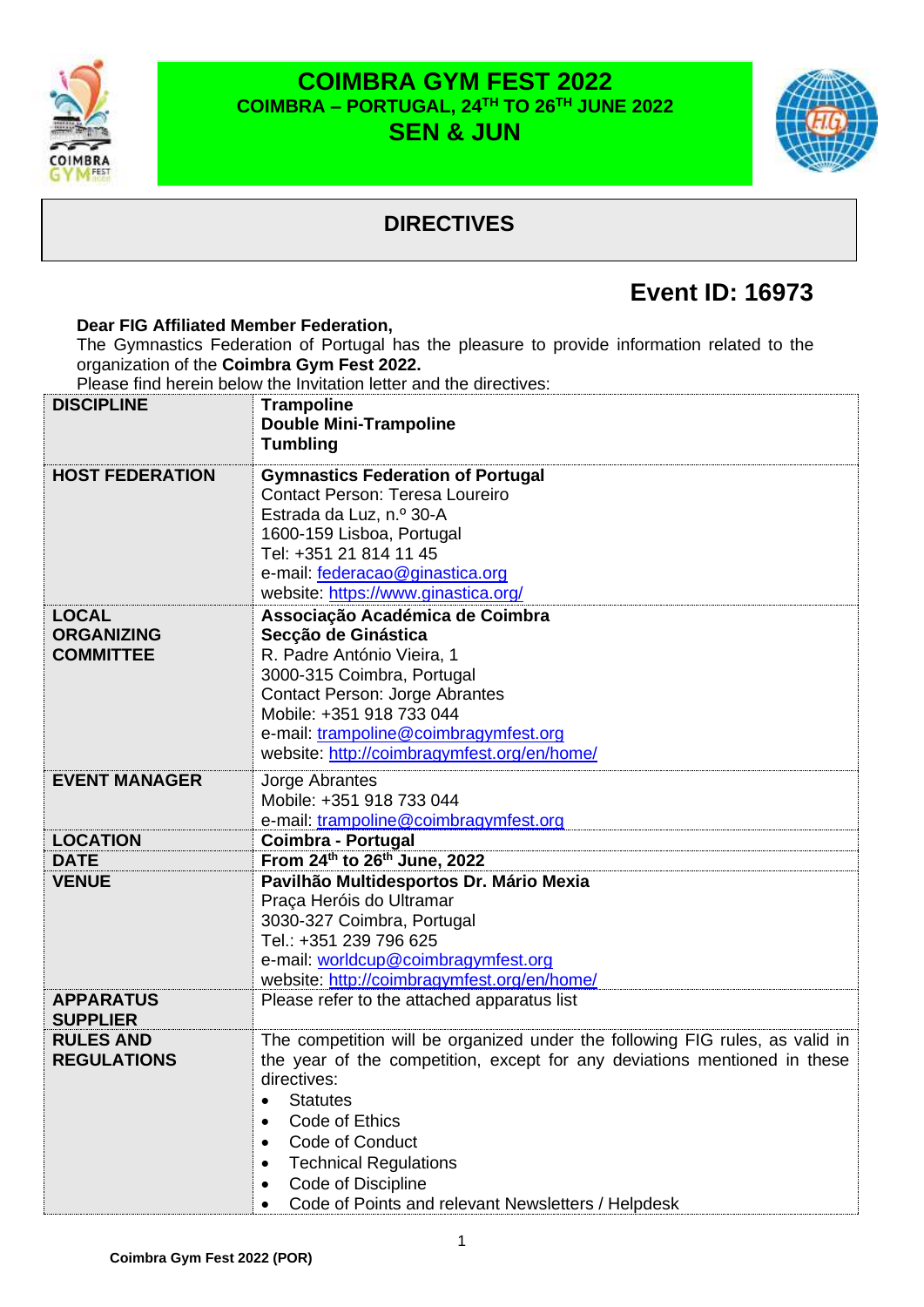# COIMBRA GYM FEST 2022

**COIMBRA – PORTUGAL, 24TH TO 26TH JUNE 2022**

**SEN & JUN**

## DIRECTIVES

## Event ID: 16973

**Dear FIG Affiliated Member Federation,**

The Gymnastics Federation of Portugal has the pleasure to provide information related to the organization of the **Coimbra Gym Fest 2022.**

Please find herein below the Invitation letter and the directives:

| | |
|---|---|
| **DISCIPLINE** | **Trampoline**<br>**Double Mini-Trampoline**<br>**Tumbling** |
| **HOST FEDERATION** | **Gymnastics Federation of Portugal**<br>Contact Person: Teresa Loureiro<br>Estrada da Luz, n.º 30-A<br>1600-159 Lisboa, Portugal<br>Tel: +351 21 814 11 45<br>e-mail: federacao@ginastica.org<br>website: https://www.ginastica.org/ |
| **LOCAL ORGANIZING COMMITTEE** | **Associação Académica de Coimbra**<br>**Secção de Ginástica**<br>R. Padre António Vieira, 1<br>3000-315 Coimbra, Portugal<br>Contact Person: Jorge Abrantes<br>Mobile: +351 918 733 044<br>e-mail: trampoline@coimbragymfest.org<br>website: http://coimbragymfest.org/en/home/ |
| **EVENT MANAGER** | Jorge Abrantes<br>Mobile: +351 918 733 044<br>e-mail: trampoline@coimbragymfest.org |
| **LOCATION** | **Coimbra - Portugal** |
| **DATE** | **From 24th to 26th June, 2022** |
| **VENUE** | **Pavilhão Multidesportos Dr. Mário Mexia**<br>Praça Heróis do Ultramar<br>3030-327 Coimbra, Portugal<br>Tel.: +351 239 796 625<br>e-mail: worldcup@coimbragymfest.org<br>website: http://coimbragymfest.org/en/home/ |
| **APPARATUS SUPPLIER** | Please refer to the attached apparatus list |
| **RULES AND REGULATIONS** | The competition will be organized under the following FIG rules, as valid in the year of the competition, except for any deviations mentioned in these directives:<br>• Statutes<br>• Code of Ethics<br>• Code of Conduct<br>• Technical Regulations<br>• Code of Discipline<br>• Code of Points and relevant Newsletters / Helpdesk |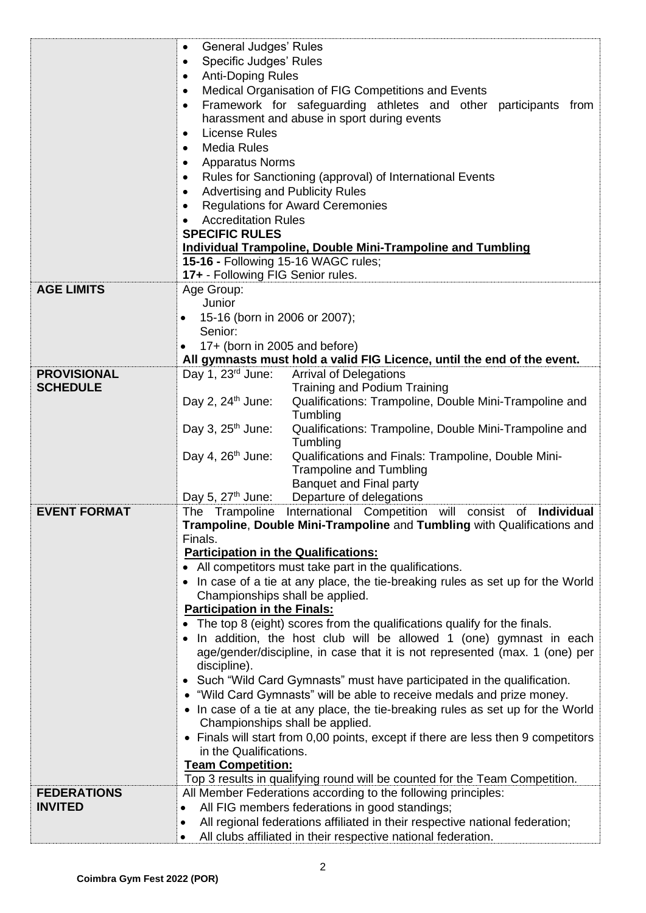| | |
|---|---|
| | • General Judges' Rules<br>• Specific Judges' Rules<br>• Anti-Doping Rules<br>• Medical Organisation of FIG Competitions and Events<br>• Framework for safeguarding athletes and other participants from harassment and abuse in sport during events<br>• License Rules<br>• Media Rules<br>• Apparatus Norms<br>• Rules for Sanctioning (approval) of International Events<br>• Advertising and Publicity Rules<br>• Regulations for Award Ceremonies<br>• Accreditation Rules<br>**SPECIFIC RULES**<br>**Individual Trampoline, Double Mini-Trampoline and Tumbling**<br>**15-16 -** Following 15-16 WAGC rules;<br>**17+** - Following FIG Senior rules. |
| **AGE LIMITS** | Age Group:<br>Junior<br>• 15-16 (born in 2006 or 2007);<br>Senior:<br>• 17+ (born in 2005 and before)<br>**All gymnasts must hold a valid FIG Licence, until the end of the event.** |
| **PROVISIONAL SCHEDULE** | Day 1, 23rd June: Arrival of Delegations; Training and Podium Training<br>Day 2, 24th June: Qualifications: Trampoline, Double Mini-Trampoline and Tumbling<br>Day 3, 25th June: Qualifications: Trampoline, Double Mini-Trampoline and Tumbling<br>Day 4, 26th June: Qualifications and Finals: Trampoline, Double Mini-Trampoline and Tumbling; Banquet and Final party<br>Day 5, 27th June: Departure of delegations |
| **EVENT FORMAT** | The Trampoline International Competition will consist of **Individual Trampoline**, **Double Mini-Trampoline** and **Tumbling** with Qualifications and Finals.<br>**Participation in the Qualifications:**<br>• All competitors must take part in the qualifications.<br>• In case of a tie at any place, the tie-breaking rules as set up for the World Championships shall be applied.<br>**Participation in the Finals:**<br>• The top 8 (eight) scores from the qualifications qualify for the finals.<br>• In addition, the host club will be allowed 1 (one) gymnast in each age/gender/discipline, in case that it is not represented (max. 1 (one) per discipline).<br>• Such "Wild Card Gymnasts" must have participated in the qualification.<br>• "Wild Card Gymnasts" will be able to receive medals and prize money.<br>• In case of a tie at any place, the tie-breaking rules as set up for the World Championships shall be applied.<br>• Finals will start from 0,00 points, except if there are less then 9 competitors in the Qualifications.<br>**Team Competition:**<br>Top 3 results in qualifying round will be counted for the Team Competition. |
| **FEDERATIONS INVITED** | All Member Federations according to the following principles:<br>• All FIG members federations in good standings;<br>• All regional federations affiliated in their respective national federation;<br>• All clubs affiliated in their respective national federation. |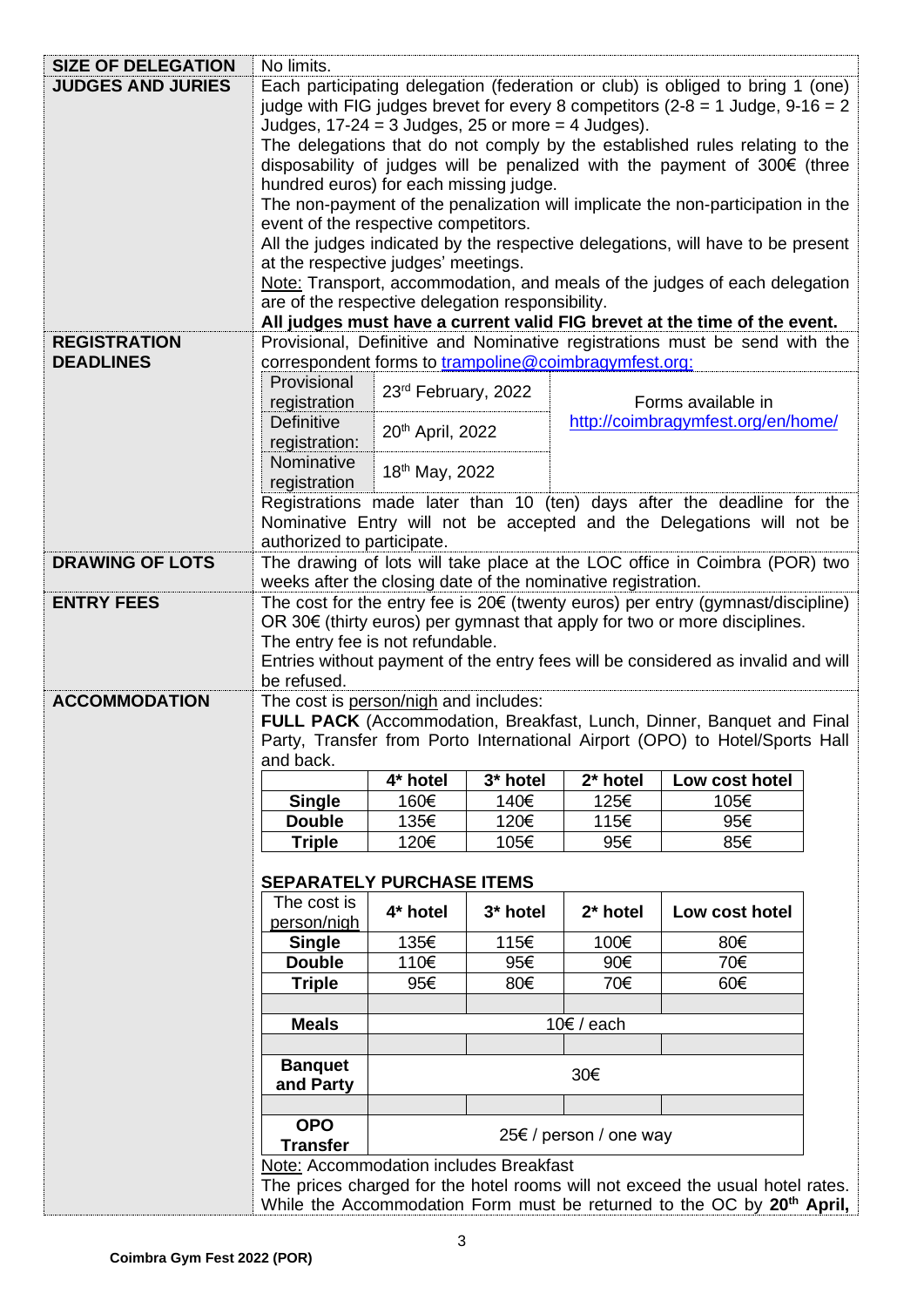| | |
|---|---|
| **SIZE OF DELEGATION** | No limits. |
| **JUDGES AND JURIES** | Each participating delegation (federation or club) is obliged to bring 1 (one) judge with FIG judges brevet for every 8 competitors (2-8 = 1 Judge, 9-16 = 2 Judges, 17-24 = 3 Judges, 25 or more = 4 Judges).<br>The delegations that do not comply by the established rules relating to the disposability of judges will be penalized with the payment of 300€ (three hundred euros) for each missing judge.<br>The non-payment of the penalization will implicate the non-participation in the event of the respective competitors.<br>All the judges indicated by the respective delegations, will have to be present at the respective judges' meetings.<br>Note: Transport, accommodation, and meals of the judges of each delegation are of the respective delegation responsibility.<br>**All judges must have a current valid FIG brevet at the time of the event.** |
| **REGISTRATION DEADLINES** | Provisional, Definitive and Nominative registrations must be send with the correspondent forms to trampoline@coimbragymfest.org: |

| Registration | Deadline | |
|---|---|---|
| Provisional registration | 23rd February, 2022 | Forms available in http://coimbragymfest.org/en/home/ |
| Definitive registration: | 20th April, 2022 | |
| Nominative registration | 18th May, 2022 | |

Registrations made later than 10 (ten) days after the deadline for the Nominative Entry will not be accepted and the Delegations will not be authorized to participate.

| | |
|---|---|
| **DRAWING OF LOTS** | The drawing of lots will take place at the LOC office in Coimbra (POR) two weeks after the closing date of the nominative registration. |
| **ENTRY FEES** | The cost for the entry fee is 20€ (twenty euros) per entry (gymnast/discipline) OR 30€ (thirty euros) per gymnast that apply for two or more disciplines.<br>The entry fee is not refundable.<br>Entries without payment of the entry fees will be considered as invalid and will be refused. |
| **ACCOMMODATION** | The cost is person/nigh and includes:<br>**FULL PACK** (Accommodation, Breakfast, Lunch, Dinner, Banquet and Final Party, Transfer from Porto International Airport (OPO) to Hotel/Sports Hall and back. |

| | 4* hotel | 3* hotel | 2* hotel | Low cost hotel |
|---|---|---|---|---|
| **Single** | 160€ | 140€ | 125€ | 105€ |
| **Double** | 135€ | 120€ | 115€ | 95€ |
| **Triple** | 120€ | 105€ | 95€ | 85€ |

**SEPARATELY PURCHASE ITEMS**

| The cost is person/nigh | 4* hotel | 3* hotel | 2* hotel | Low cost hotel |
|---|---|---|---|---|
| **Single** | 135€ | 115€ | 100€ | 80€ |
| **Double** | 110€ | 95€ | 90€ | 70€ |
| **Triple** | 95€ | 80€ | 70€ | 60€ |
| | | | | |
| **Meals** | 10€ / each | | | |
| | | | | |
| **Banquet and Party** | 30€ | | | |
| | | | | |
| **OPO Transfer** | 25€ / person / one way | | | |

Note: Accommodation includes Breakfast

The prices charged for the hotel rooms will not exceed the usual hotel rates. While the Accommodation Form must be returned to the OC by **20th April,**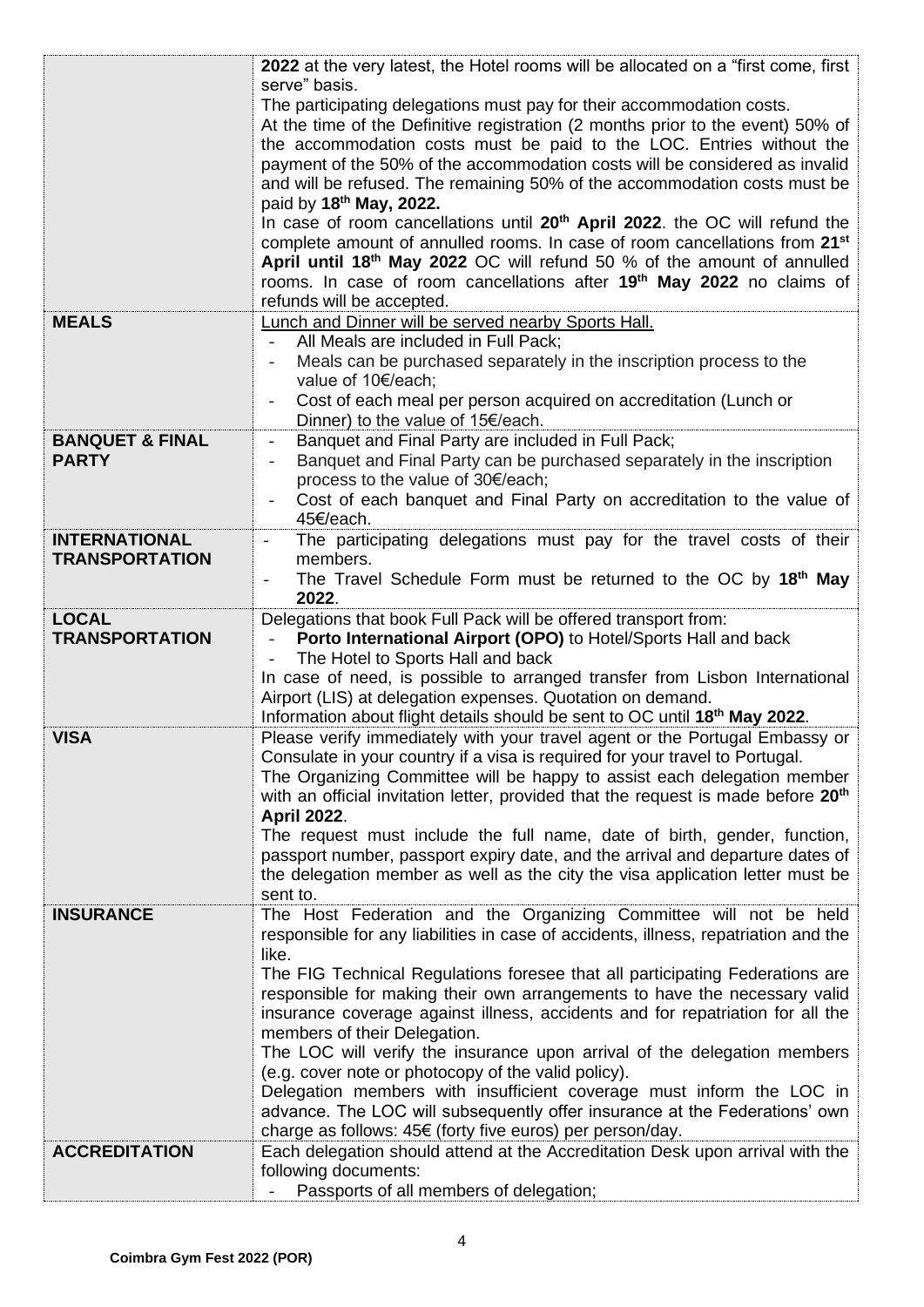| | |
|---|---|
| | **2022** at the very latest, the Hotel rooms will be allocated on a "first come, first serve" basis.<br>The participating delegations must pay for their accommodation costs.<br>At the time of the Definitive registration (2 months prior to the event) 50% of the accommodation costs must be paid to the LOC. Entries without the payment of the 50% of the accommodation costs will be considered as invalid and will be refused. The remaining 50% of the accommodation costs must be paid by **18th May, 2022.**<br>In case of room cancellations until **20th April 2022**. the OC will refund the complete amount of annulled rooms. In case of room cancellations from **21st April until 18th May 2022** OC will refund 50 % of the amount of annulled rooms. In case of room cancellations after **19th May 2022** no claims of refunds will be accepted. |
| **MEALS** | Lunch and Dinner will be served nearby Sports Hall.<br>- All Meals are included in Full Pack;<br>- Meals can be purchased separately in the inscription process to the value of 10€/each;<br>- Cost of each meal per person acquired on accreditation (Lunch or Dinner) to the value of 15€/each. |
| **BANQUET & FINAL PARTY** | - Banquet and Final Party are included in Full Pack;<br>- Banquet and Final Party can be purchased separately in the inscription process to the value of 30€/each;<br>- Cost of each banquet and Final Party on accreditation to the value of 45€/each. |
| **INTERNATIONAL TRANSPORTATION** | - The participating delegations must pay for the travel costs of their members.<br>- The Travel Schedule Form must be returned to the OC by **18th May 2022**. |
| **LOCAL TRANSPORTATION** | Delegations that book Full Pack will be offered transport from:<br>- **Porto International Airport (OPO)** to Hotel/Sports Hall and back<br>- The Hotel to Sports Hall and back<br>In case of need, is possible to arranged transfer from Lisbon International Airport (LIS) at delegation expenses. Quotation on demand.<br>Information about flight details should be sent to OC until **18th May 2022**. |
| **VISA** | Please verify immediately with your travel agent or the Portugal Embassy or Consulate in your country if a visa is required for your travel to Portugal.<br>The Organizing Committee will be happy to assist each delegation member with an official invitation letter, provided that the request is made before **20th April 2022**.<br>The request must include the full name, date of birth, gender, function, passport number, passport expiry date, and the arrival and departure dates of the delegation member as well as the city the visa application letter must be sent to. |
| **INSURANCE** | The Host Federation and the Organizing Committee will not be held responsible for any liabilities in case of accidents, illness, repatriation and the like.<br>The FIG Technical Regulations foresee that all participating Federations are responsible for making their own arrangements to have the necessary valid insurance coverage against illness, accidents and for repatriation for all the members of their Delegation.<br>The LOC will verify the insurance upon arrival of the delegation members (e.g. cover note or photocopy of the valid policy).<br>Delegation members with insufficient coverage must inform the LOC in advance. The LOC will subsequently offer insurance at the Federations' own charge as follows: 45€ (forty five euros) per person/day. |
| **ACCREDITATION** | Each delegation should attend at the Accreditation Desk upon arrival with the following documents:<br>- Passports of all members of delegation; |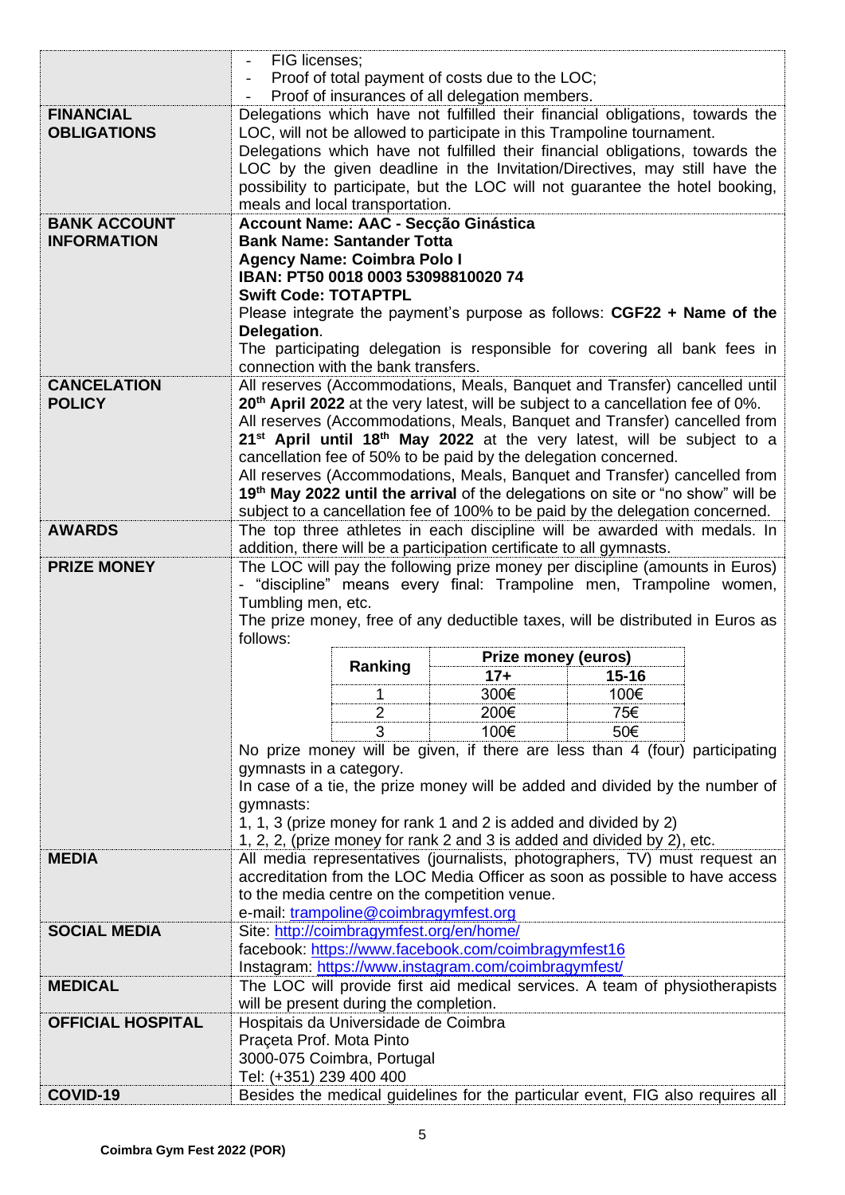| | |
|---|---|
| | - FIG licenses;<br>- Proof of total payment of costs due to the LOC;<br>- Proof of insurances of all delegation members. |
| **FINANCIAL OBLIGATIONS** | Delegations which have not fulfilled their financial obligations, towards the LOC, will not be allowed to participate in this Trampoline tournament.<br>Delegations which have not fulfilled their financial obligations, towards the LOC by the given deadline in the Invitation/Directives, may still have the possibility to participate, but the LOC will not guarantee the hotel booking, meals and local transportation. |
| **BANK ACCOUNT INFORMATION** | **Account Name: AAC - Secção Ginástica**<br>**Bank Name: Santander Totta**<br>**Agency Name: Coimbra Polo I**<br>**IBAN: PT50 0018 0003 53098810020 74**<br>**Swift Code: TOTAPTPL**<br>Please integrate the payment's purpose as follows: **CGF22 + Name of the Delegation**.<br>The participating delegation is responsible for covering all bank fees in connection with the bank transfers. |
| **CANCELATION POLICY** | All reserves (Accommodations, Meals, Banquet and Transfer) cancelled until **20th April 2022** at the very latest, will be subject to a cancellation fee of 0%.<br>All reserves (Accommodations, Meals, Banquet and Transfer) cancelled from **21st April until 18th May 2022** at the very latest, will be subject to a cancellation fee of 50% to be paid by the delegation concerned.<br>All reserves (Accommodations, Meals, Banquet and Transfer) cancelled from **19th May 2022 until the arrival** of the delegations on site or "no show" will be subject to a cancellation fee of 100% to be paid by the delegation concerned. |
| **AWARDS** | The top three athletes in each discipline will be awarded with medals. In addition, there will be a participation certificate to all gymnasts. |
| **PRIZE MONEY** | The LOC will pay the following prize money per discipline (amounts in Euros) - "discipline" means every final: Trampoline men, Trampoline women, Tumbling men, etc.<br>The prize money, free of any deductible taxes, will be distributed in Euros as follows:<br><br>Ranking / Prize money (euros) 17+ / 15-16:<br>1: 300€ / 100€<br>2: 200€ / 75€<br>3: 100€ / 50€<br><br>No prize money will be given, if there are less than 4 (four) participating gymnasts in a category.<br>In case of a tie, the prize money will be added and divided by the number of gymnasts:<br>1, 1, 3 (prize money for rank 1 and 2 is added and divided by 2)<br>1, 2, 2, (prize money for rank 2 and 3 is added and divided by 2), etc. |
| **MEDIA** | All media representatives (journalists, photographers, TV) must request an accreditation from the LOC Media Officer as soon as possible to have access to the media centre on the competition venue.<br>e-mail: trampoline@coimbragymfest.org |
| **SOCIAL MEDIA** | Site: http://coimbragymfest.org/en/home/<br>facebook: https://www.facebook.com/coimbragymfest16<br>Instagram: https://www.instagram.com/coimbragymfest/ |
| **MEDICAL** | The LOC will provide first aid medical services. A team of physiotherapists will be present during the completion. |
| **OFFICIAL HOSPITAL** | Hospitais da Universidade de Coimbra<br>Praçeta Prof. Mota Pinto<br>3000-075 Coimbra, Portugal<br>Tel: (+351) 239 400 400 |
| **COVID-19** | Besides the medical guidelines for the particular event, FIG also requires all |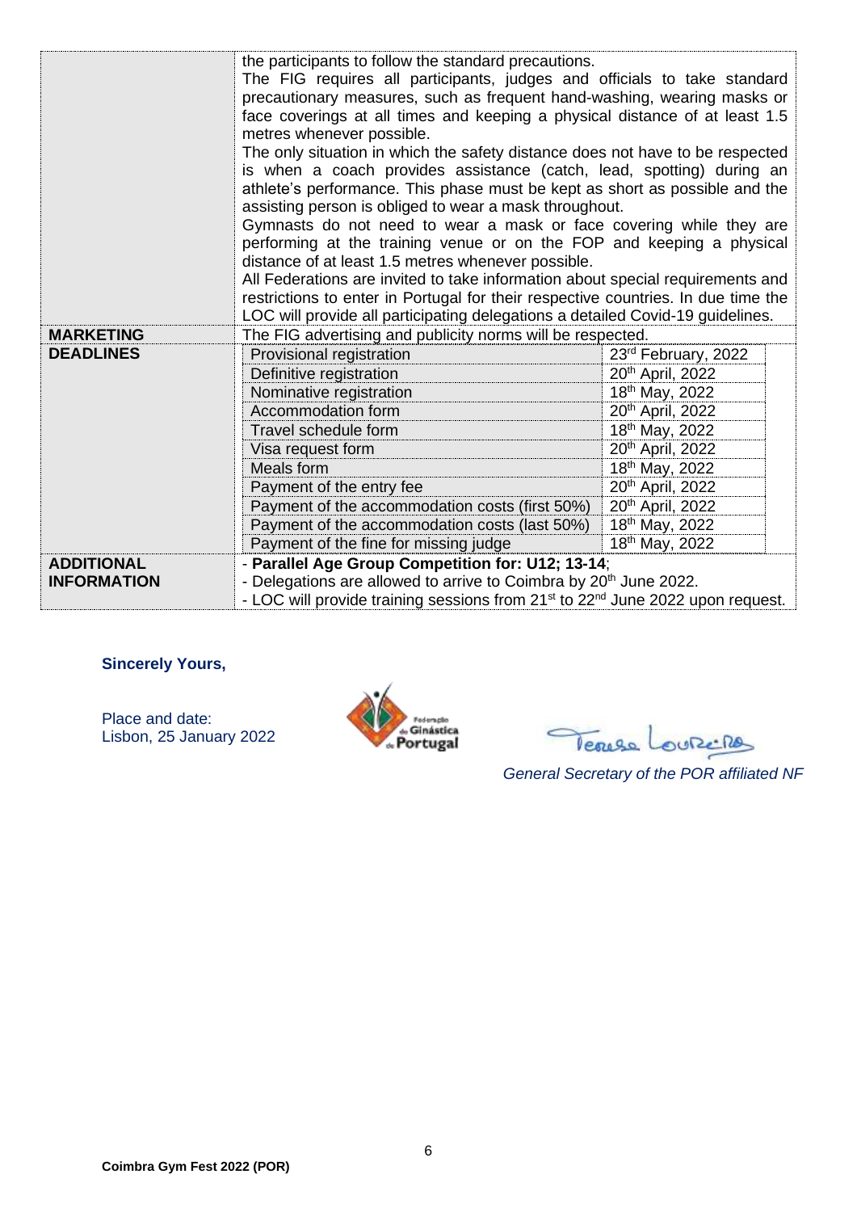| | |
|---|---|
| | the participants to follow the standard precautions. The FIG requires all participants, judges and officials to take standard precautionary measures, such as frequent hand-washing, wearing masks or face coverings at all times and keeping a physical distance of at least 1.5 metres whenever possible. The only situation in which the safety distance does not have to be respected is when a coach provides assistance (catch, lead, spotting) during an athlete's performance. This phase must be kept as short as possible and the assisting person is obliged to wear a mask throughout. Gymnasts do not need to wear a mask or face covering while they are performing at the training venue or on the FOP and keeping a physical distance of at least 1.5 metres whenever possible. All Federations are invited to take information about special requirements and restrictions to enter in Portugal for their respective countries. In due time the LOC will provide all participating delegations a detailed Covid-19 guidelines. |
| **MARKETING** | The FIG advertising and publicity norms will be respected. |
| **DEADLINES** | Provisional registration – 23rd February, 2022<br>Definitive registration – 20th April, 2022<br>Nominative registration – 18th May, 2022<br>Accommodation form – 20th April, 2022<br>Travel schedule form – 18th May, 2022<br>Visa request form – 20th April, 2022<br>Meals form – 18th May, 2022<br>Payment of the entry fee – 20th April, 2022<br>Payment of the accommodation costs (first 50%) – 20th April, 2022<br>Payment of the accommodation costs (last 50%) – 18th May, 2022<br>Payment of the fine for missing judge – 18th May, 2022 |
| **ADDITIONAL INFORMATION** | - **Parallel Age Group Competition for: U12; 13-14**;<br>- Delegations are allowed to arrive to Coimbra by 20th June 2022.<br>- LOC will provide training sessions from 21st to 22nd June 2022 upon request. |

**Sincerely Yours,**

Place and date:
Lisbon, 25 January 2022

Federação de Ginástica de Portugal

Teresa Loureiro

*General Secretary of the POR affiliated NF*